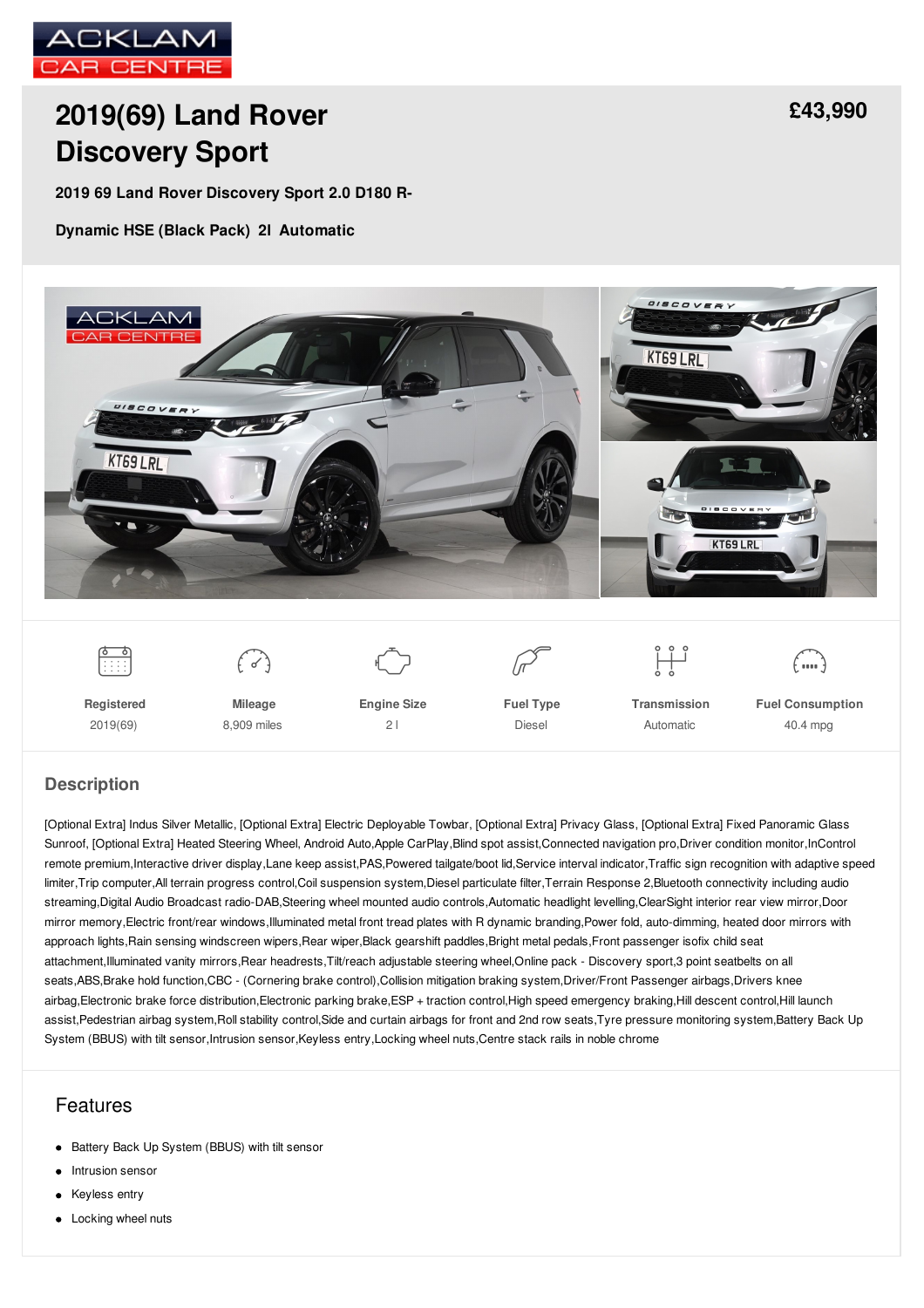ACKLAM CAR CENTRE

# 2019(69) Land Rover Discovery Sport

**£43,990**

**2019 69 Land Rover Discovery Sport 2.0 D180 R-Dynamic HSE (Black Pack) 2l Automatic**

| Registered | Mileage | Engine Size | Fuel Type | Transmission | Fuel Consumption |
|---|---|---|---|---|---|
| 2019(69) | 8,909 miles | 2 l | Diesel | Automatic | 40.4 mpg |

## Description

[Optional Extra] Indus Silver Metallic, [Optional Extra] Electric Deployable Towbar, [Optional Extra] Privacy Glass, [Optional Extra] Fixed Panoramic Glass Sunroof, [Optional Extra] Heated Steering Wheel, Android Auto,Apple CarPlay,Blind spot assist,Connected navigation pro,Driver condition monitor,InControl remote premium,Interactive driver display,Lane keep assist,PAS,Powered tailgate/boot lid,Service interval indicator,Traffic sign recognition with adaptive speed limiter,Trip computer,All terrain progress control,Coil suspension system,Diesel particulate filter,Terrain Response 2,Bluetooth connectivity including audio streaming,Digital Audio Broadcast radio-DAB,Steering wheel mounted audio controls,Automatic headlight levelling,ClearSight interior rear view mirror,Door mirror memory,Electric front/rear windows,Illuminated metal front tread plates with R dynamic branding,Power fold, auto-dimming, heated door mirrors with approach lights,Rain sensing windscreen wipers,Rear wiper,Black gearshift paddles,Bright metal pedals,Front passenger isofix child seat attachment,Illuminated vanity mirrors,Rear headrests,Tilt/reach adjustable steering wheel,Online pack - Discovery sport,3 point seatbelts on all seats,ABS,Brake hold function,CBC - (Cornering brake control),Collision mitigation braking system,Driver/Front Passenger airbags,Drivers knee airbag,Electronic brake force distribution,Electronic parking brake,ESP + traction control,High speed emergency braking,Hill descent control,Hill launch assist,Pedestrian airbag system,Roll stability control,Side and curtain airbags for front and 2nd row seats,Tyre pressure monitoring system,Battery Back Up System (BBUS) with tilt sensor,Intrusion sensor,Keyless entry,Locking wheel nuts,Centre stack rails in noble chrome

## Features

- Battery Back Up System (BBUS) with tilt sensor
- Intrusion sensor
- Keyless entry
- Locking wheel nuts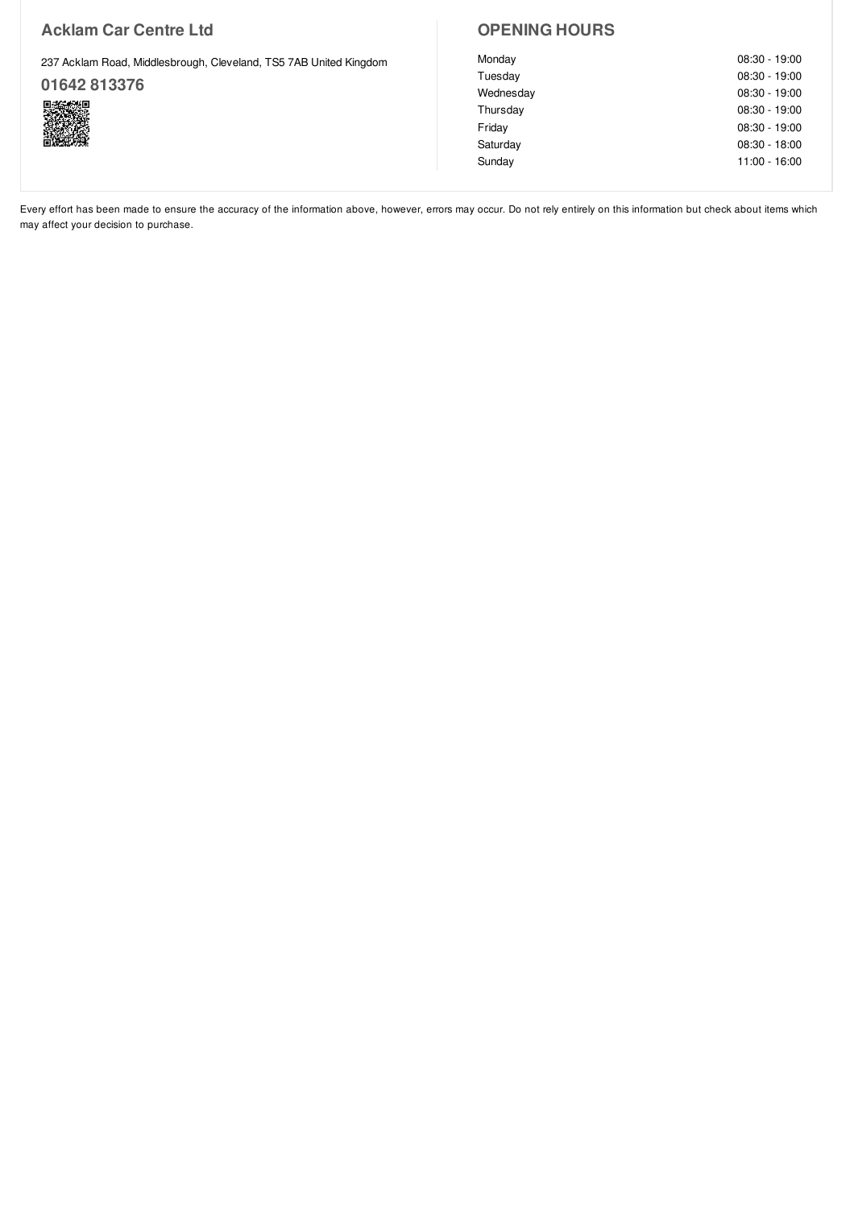## Acklam Car Centre Ltd

237 Acklam Road, Middlesbrough, Cleveland, TS5 7AB United Kingdom

**01642 813376**

## OPENING HOURS

| | |
|---|---|
| Monday | 08:30 - 19:00 |
| Tuesday | 08:30 - 19:00 |
| Wednesday | 08:30 - 19:00 |
| Thursday | 08:30 - 19:00 |
| Friday | 08:30 - 19:00 |
| Saturday | 08:30 - 18:00 |
| Sunday | 11:00 - 16:00 |

Every effort has been made to ensure the accuracy of the information above, however, errors may occur. Do not rely entirely on this information but check about items which may affect your decision to purchase.